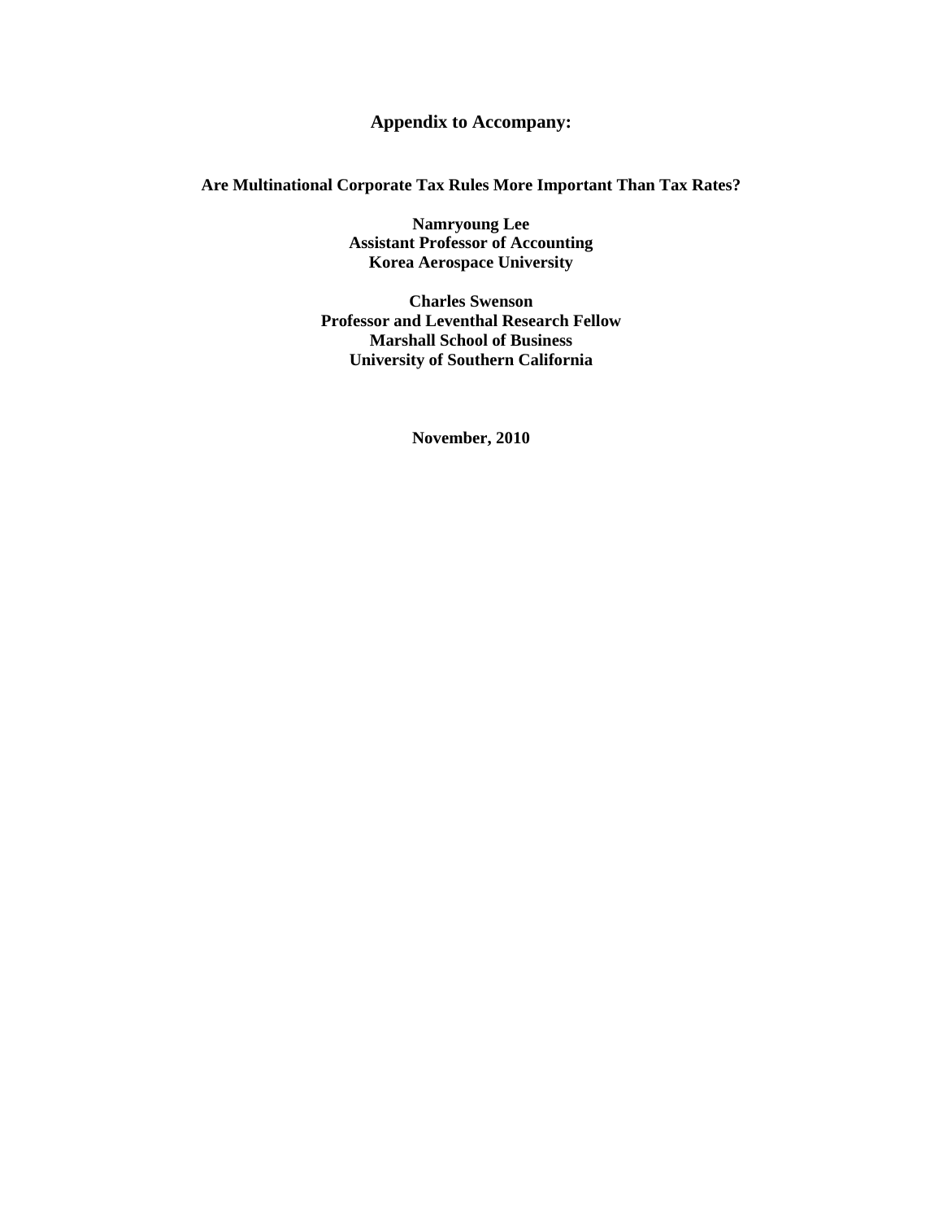# Appendix to Accompany:

## Are Multinational Corporate Tax Rules More Important Than Tax Rates?

**Namryoung Lee**
**Assistant Professor of Accounting**
**Korea Aerospace University**

**Charles Swenson**
**Professor and Leventhal Research Fellow**
**Marshall School of Business**
**University of Southern California**

**November, 2010**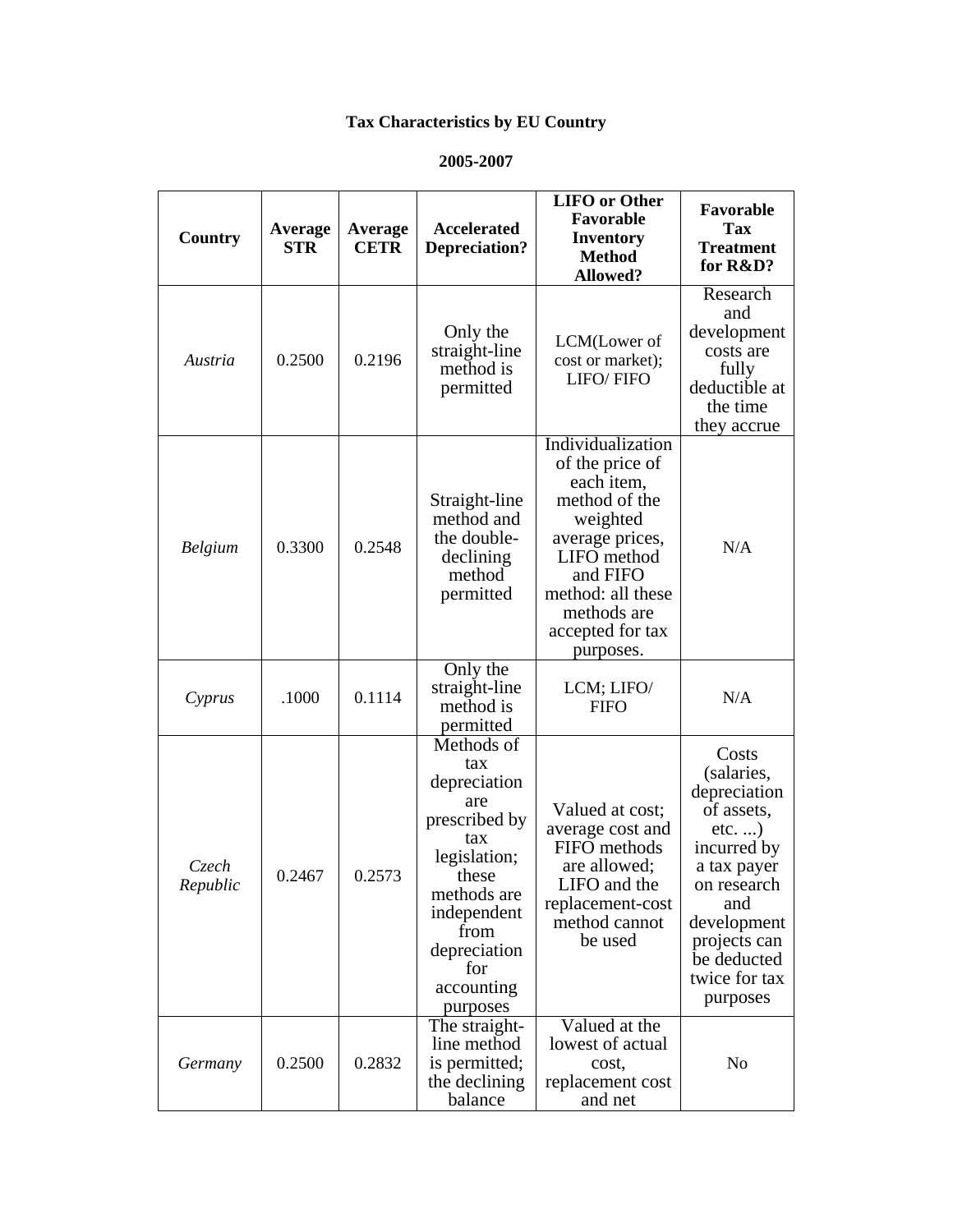**Tax Characteristics by EU Country**

**2005-2007**

| Country | Average STR | Average CETR | Accelerated Depreciation? | LIFO or Other Favorable Inventory Method Allowed? | Favorable Tax Treatment for R&D? |
|---|---|---|---|---|---|
| *Austria* | 0.2500 | 0.2196 | Only the straight-line method is permitted | LCM(Lower of cost or market); LIFO/ FIFO | Research and development costs are fully deductible at the time they accrue |
| *Belgium* | 0.3300 | 0.2548 | Straight-line method and the double-declining method permitted | Individualization of the price of each item, method of the weighted average prices, LIFO method and FIFO method: all these methods are accepted for tax purposes. | N/A |
| *Cyprus* | .1000 | 0.1114 | Only the straight-line method is permitted | LCM; LIFO/ FIFO | N/A |
| *Czech Republic* | 0.2467 | 0.2573 | Methods of tax depreciation are prescribed by tax legislation; these methods are independent from depreciation for accounting purposes | Valued at cost; average cost and FIFO methods are allowed; LIFO and the replacement-cost method cannot be used | Costs (salaries, depreciation of assets, etc. ...) incurred by a tax payer on research and development projects can be deducted twice for tax purposes |
| *Germany* | 0.2500 | 0.2832 | The straight-line method is permitted; the declining balance | Valued at the lowest of actual cost, replacement cost and net | No |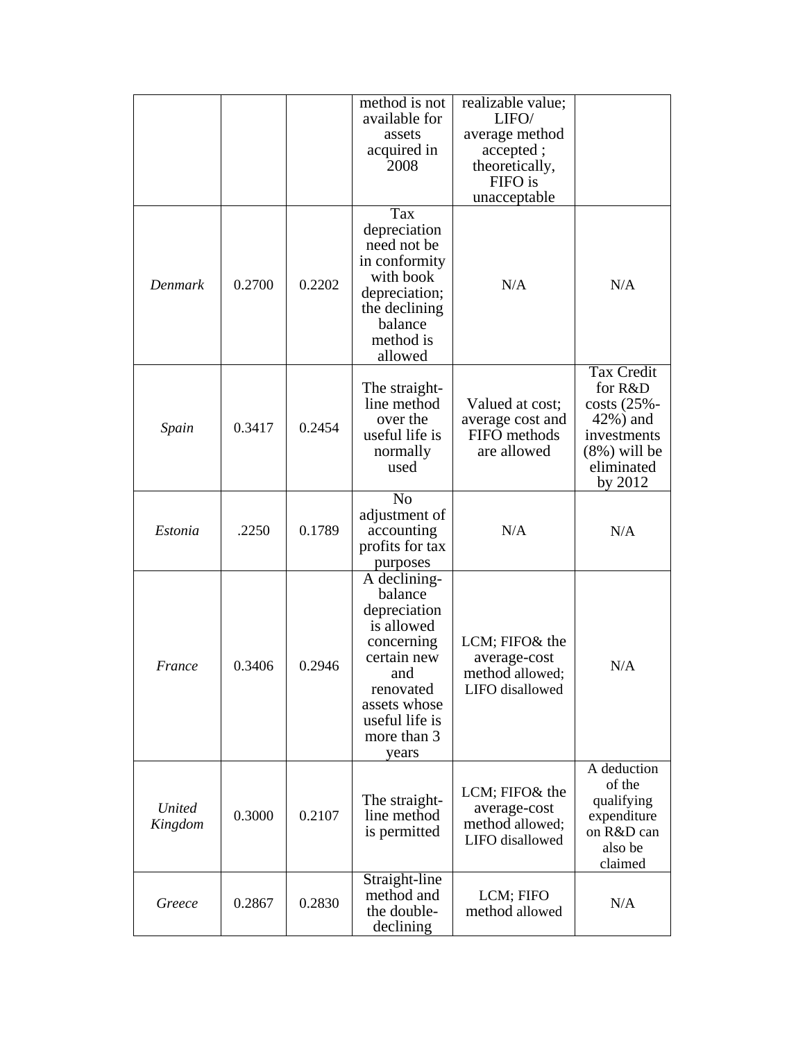| | | | method is not available for assets acquired in 2008 | realizable value; LIFO/ average method accepted ; theoretically, FIFO is unacceptable | |
|---|---|---|---|---|---|
| *Denmark* | 0.2700 | 0.2202 | Tax depreciation need not be in conformity with book depreciation; the declining balance method is allowed | N/A | N/A |
| *Spain* | 0.3417 | 0.2454 | The straight-line method over the useful life is normally used | Valued at cost; average cost and FIFO methods are allowed | Tax Credit for R&D costs (25%-42%) and investments (8%) will be eliminated by 2012 |
| *Estonia* | .2250 | 0.1789 | No adjustment of accounting profits for tax purposes | N/A | N/A |
| *France* | 0.3406 | 0.2946 | A declining-balance depreciation is allowed concerning certain new and renovated assets whose useful life is more than 3 years | LCM; FIFO& the average-cost method allowed; LIFO disallowed | N/A |
| *United Kingdom* | 0.3000 | 0.2107 | The straight-line method is permitted | LCM; FIFO& the average-cost method allowed; LIFO disallowed | A deduction of the qualifying expenditure on R&D can also be claimed |
| *Greece* | 0.2867 | 0.2830 | Straight-line method and the double-declining | LCM; FIFO method allowed | N/A |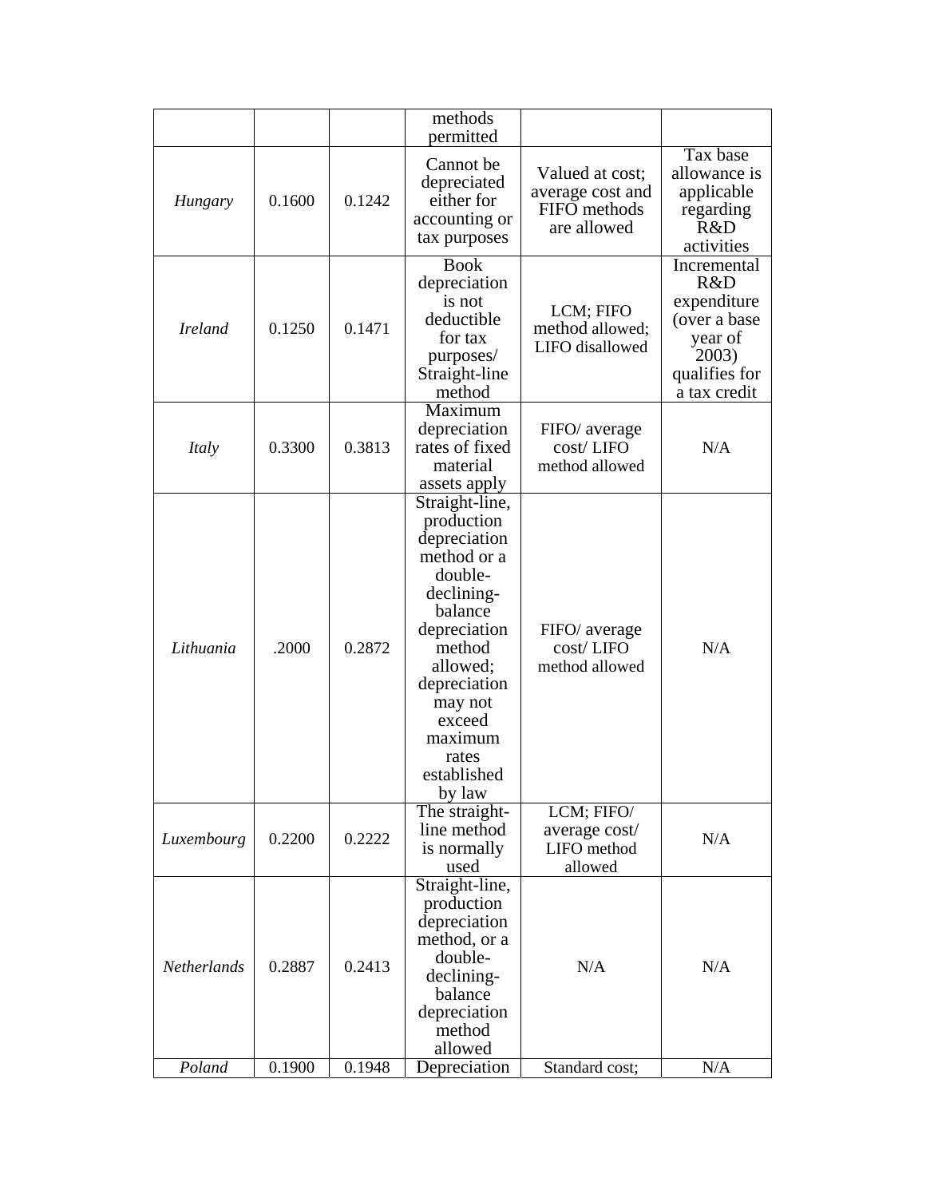| | | | methods permitted | | |
|---|---|---|---|---|---|
| *Hungary* | 0.1600 | 0.1242 | Cannot be depreciated either for accounting or tax purposes | Valued at cost; average cost and FIFO methods are allowed | Tax base allowance is applicable regarding R&D activities |
| *Ireland* | 0.1250 | 0.1471 | Book depreciation is not deductible for tax purposes/ Straight-line method | LCM; FIFO method allowed; LIFO disallowed | Incremental R&D expenditure (over a base year of 2003) qualifies for a tax credit |
| *Italy* | 0.3300 | 0.3813 | Maximum depreciation rates of fixed material assets apply | FIFO/ average cost/ LIFO method allowed | N/A |
| *Lithuania* | .2000 | 0.2872 | Straight-line, production depreciation method or a double-declining-balance depreciation method allowed; depreciation may not exceed maximum rates established by law | FIFO/ average cost/ LIFO method allowed | N/A |
| *Luxembourg* | 0.2200 | 0.2222 | The straight-line method is normally used | LCM; FIFO/ average cost/ LIFO method allowed | N/A |
| *Netherlands* | 0.2887 | 0.2413 | Straight-line, production depreciation method, or a double-declining-balance depreciation method allowed | N/A | N/A |
| *Poland* | 0.1900 | 0.1948 | Depreciation | Standard cost; | N/A |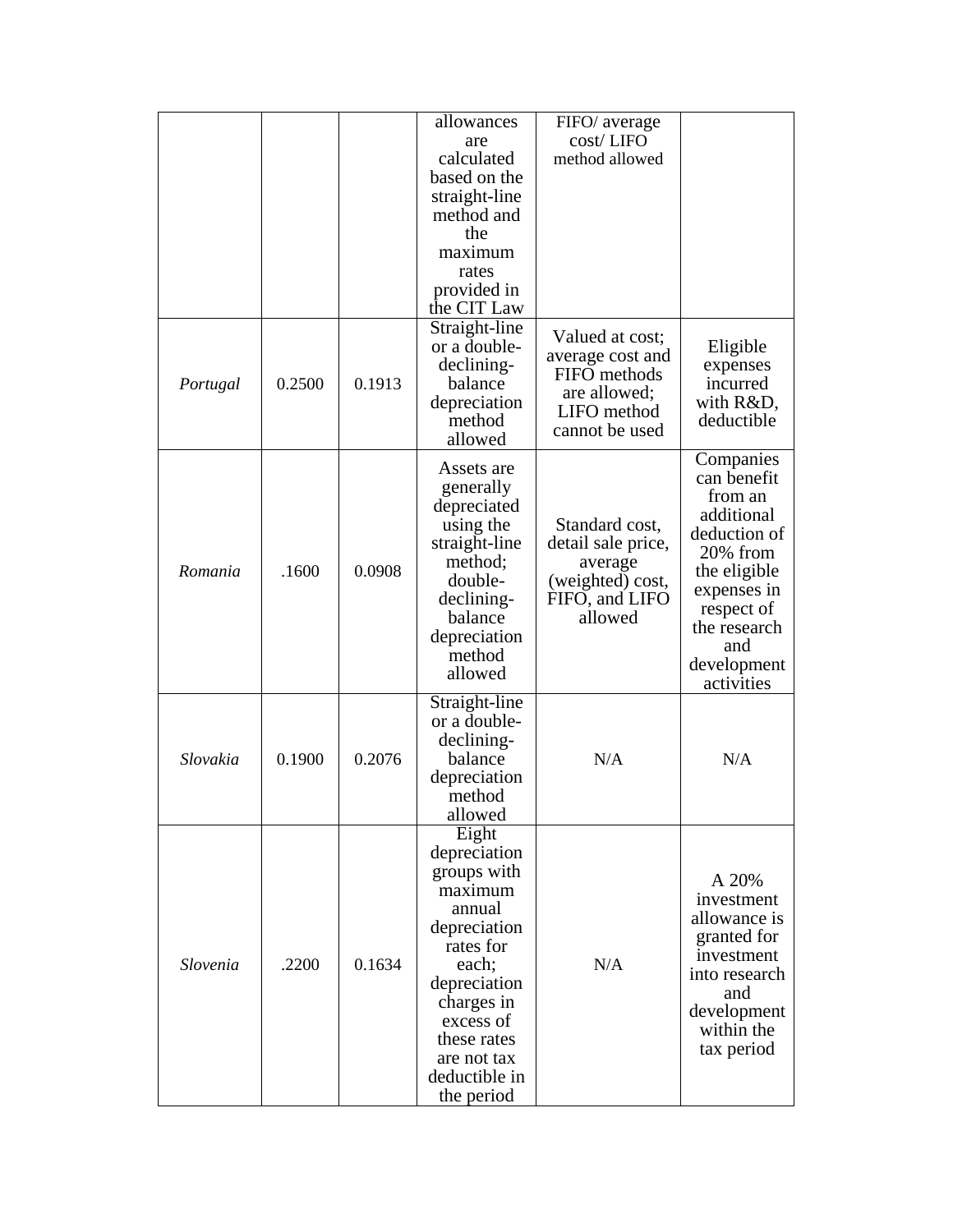| | | | allowances are calculated based on the straight-line method and the maximum rates provided in the CIT Law | FIFO/ average cost/ LIFO method allowed | |
|---|---|---|---|---|---|
| *Portugal* | 0.2500 | 0.1913 | Straight-line or a double-declining-balance depreciation method allowed | Valued at cost; average cost and FIFO methods are allowed; LIFO method cannot be used | Eligible expenses incurred with R&D, deductible |
| *Romania* | .1600 | 0.0908 | Assets are generally depreciated using the straight-line method; double-declining-balance depreciation method allowed | Standard cost, detail sale price, average (weighted) cost, FIFO, and LIFO allowed | Companies can benefit from an additional deduction of 20% from the eligible expenses in respect of the research and development activities |
| *Slovakia* | 0.1900 | 0.2076 | Straight-line or a double-declining-balance depreciation method allowed | N/A | N/A |
| *Slovenia* | .2200 | 0.1634 | Eight depreciation groups with maximum annual depreciation rates for each; depreciation charges in excess of these rates are not tax deductible in the period | N/A | A 20% investment allowance is granted for investment into research and development within the tax period |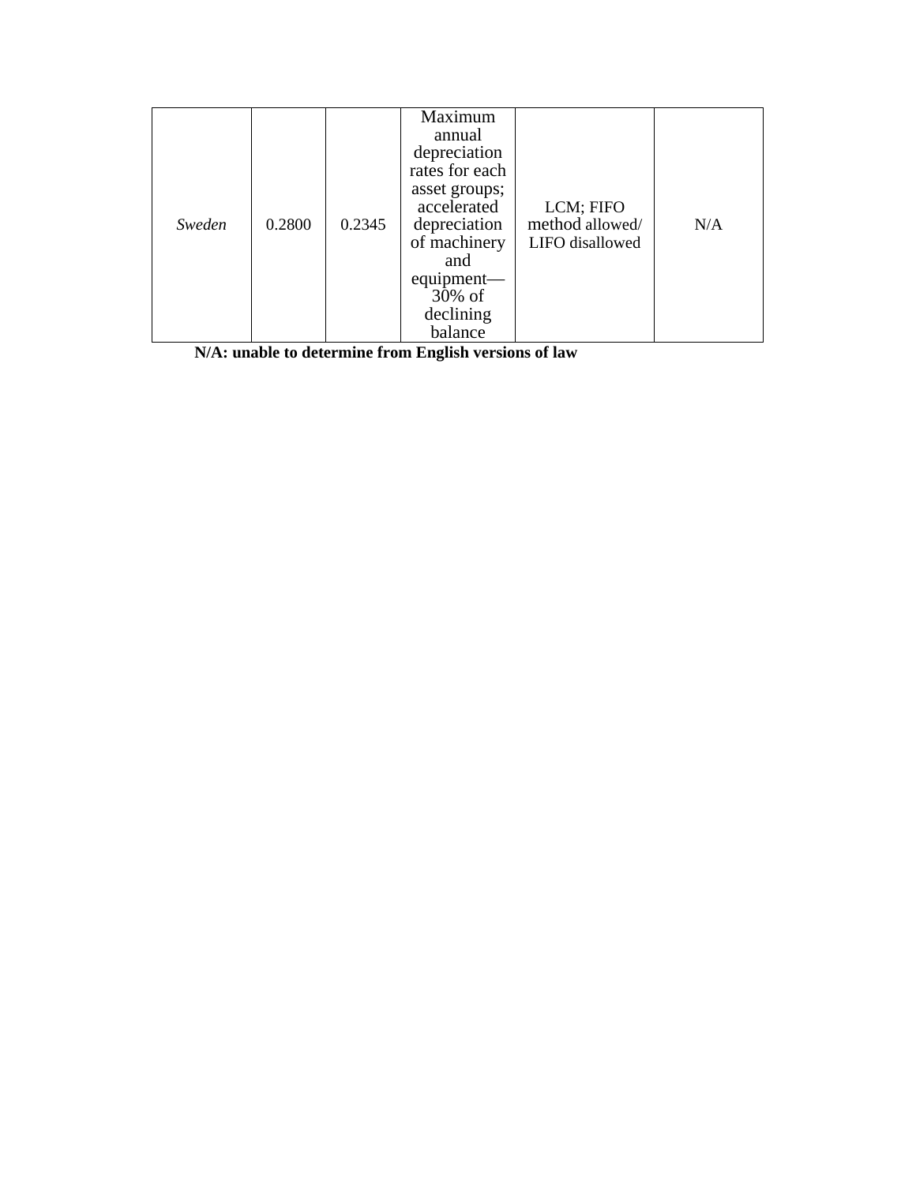| | | | | | |
|---|---|---|---|---|---|
| *Sweden* | 0.2800 | 0.2345 | Maximum annual depreciation rates for each asset groups; accelerated depreciation of machinery and equipment—30% of declining balance | LCM; FIFO method allowed/ LIFO disallowed | N/A |

**N/A: unable to determine from English versions of law**